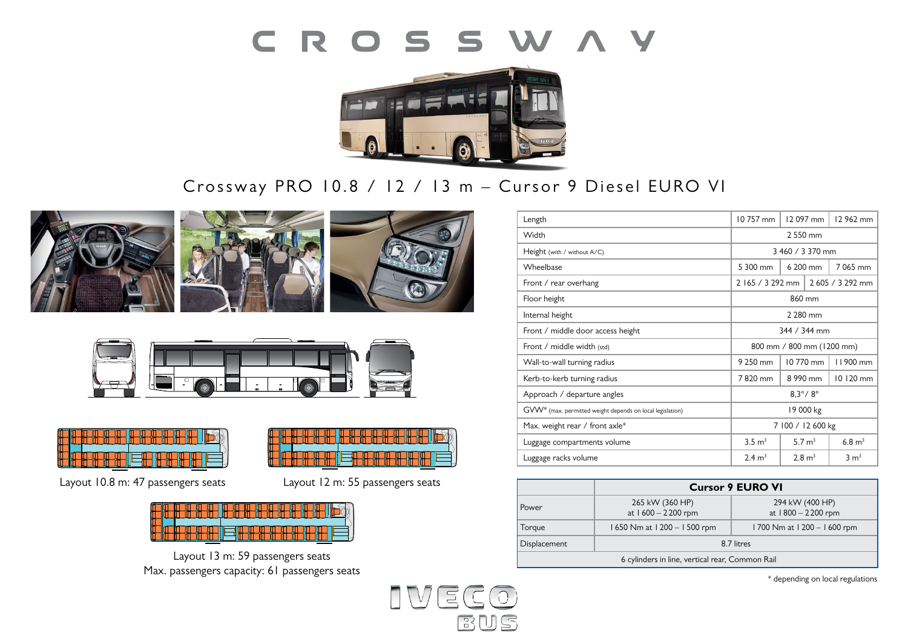# CROSSWAY

## Crossway PRO 10.8 / 12 / 13 m – Cursor 9 Diesel EURO VI

Layout 10.8 m: 47 passengers seats

Layout 12 m: 55 passengers seats

Layout 13 m: 59 passengers seats
Max. passengers capacity: 61 passengers seats

| | | | |
|---|---|---|---|
| Length | 10 757 mm | 12 097 mm | 12 962 mm |
| Width | 2 550 mm | | |
| Height (with / without A/C) | 3 460 / 3 370 mm | | |
| Wheelbase | 5 300 mm | 6 200 mm | 7 065 mm |
| Front / rear overhang | 2 165 / 3 292 mm | | 2 605 / 3 292 mm |
| Floor height | 860 mm | | |
| Internal height | 2 280 mm | | |
| Front / middle door access height | 344 / 344 mm | | |
| Front / middle width (std) | 800 mm / 800 mm (1200 mm) | | |
| Wall-to-wall turning radius | 9 250 mm | 10 770 mm | 11 900 mm |
| Kerb-to-kerb turning radius | 7 820 mm | 8 990 mm | 10 120 mm |
| Approach / departure angles | 8,3° / 8° | | |
| GVW* (max. permitted weight depends on local legislation) | 19 000 kg | | |
| Max. weight rear / front axle* | 7 100 / 12 600 kg | | |
| Luggage compartments volume | 3.5 m³ | 5.7 m³ | 6.8 m³ |
| Luggage racks volume | 2.4 m³ | 2.8 m³ | 3 m³ |

| | Cursor 9 EURO VI | |
|---|---|---|
| Power | 265 kW (360 HP) at 1 600 – 2 200 rpm | 294 kW (400 HP) at 1 800 – 2 200 rpm |
| Torque | 1 650 Nm at 1 200 – 1 500 rpm | 1 700 Nm at 1 200 – 1 600 rpm |
| Displacement | 8.7 litres | |
| 6 cylinders in line, vertical rear, Common Rail | | |

\* depending on local regulations

IVECO BUS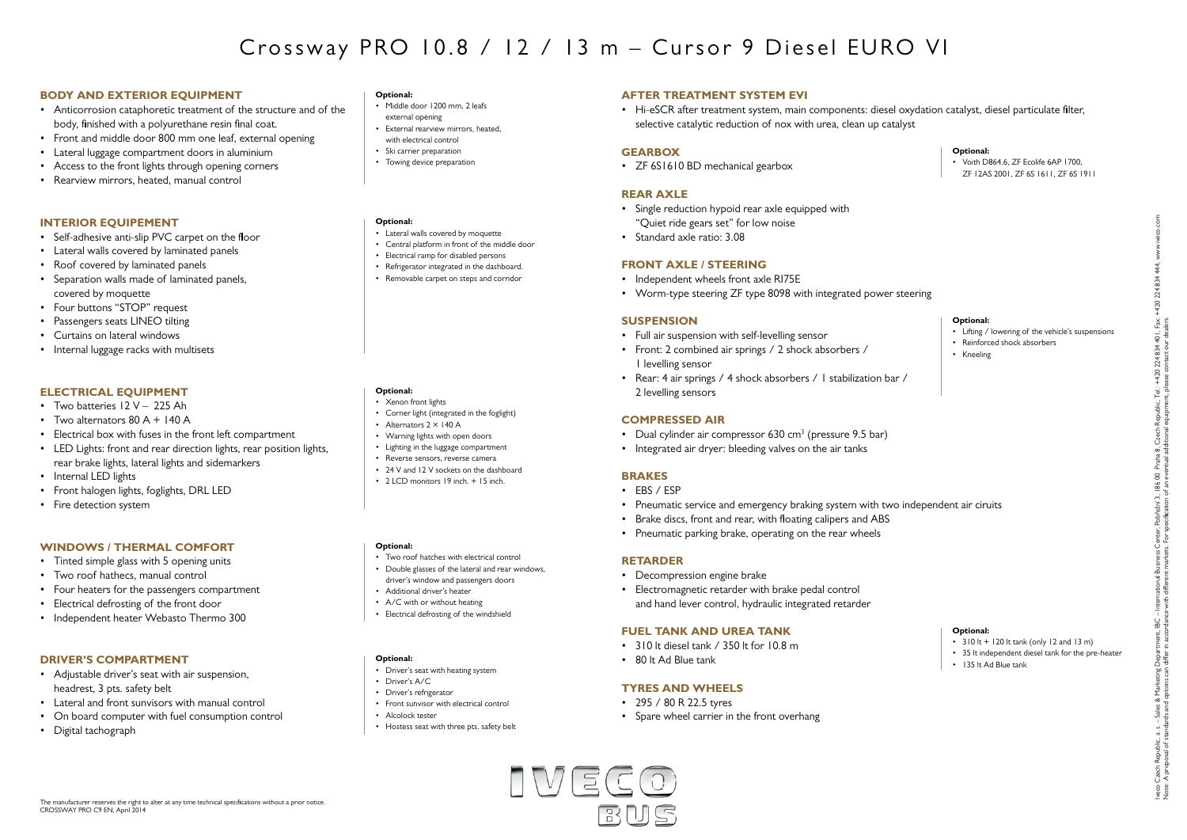# Crossway PRO 10.8 / 12 / 13 m – Cursor 9 Diesel EURO VI

## BODY AND EXTERIOR EQUIPMENT

- Anticorrosion cataphoretic treatment of the structure and of the body, finished with a polyurethane resin final coat.
- Front and middle door 800 mm one leaf, external opening
- Lateral luggage compartment doors in aluminium
- Access to the front lights through opening corners
- Rearview mirrors, heated, manual control

**Optional:**

- Middle door 1200 mm, 2 leafs external opening
- External rearview mirrors, heated, with electrical control
- Ski carrier preparation
- Towing device preparation

## INTERIOR EQUIPEMENT

- Self-adhesive anti-slip PVC carpet on the floor
- Lateral walls covered by laminated panels
- Roof covered by laminated panels
- Separation walls made of laminated panels, covered by moquette
- Four buttons "STOP" request
- Passengers seats LINEO tilting
- Curtains on lateral windows
- Internal luggage racks with multisets

**Optional:**

- Lateral walls covered by moquette
- Central platform in front of the middle door
- Electrical ramp for disabled persons
- Refrigerator integrated in the dashboard.
- Removable carpet on steps and corridor

## ELECTRICAL EQUIPMENT

- Two batteries 12 V – 225 Ah
- Two alternators 80 A + 140 A
- Electrical box with fuses in the front left compartment
- LED Lights: front and rear direction lights, rear position lights, rear brake lights, lateral lights and sidemarkers
- Internal LED lights
- Front halogen lights, foglights, DRL LED
- Fire detection system

**Optional:**

- Xenon front lights
- Corner light (integrated in the foglight)
- Alternators 2 × 140 A
- Warning lights with open doors
- Lighting in the luggage compartment
- Reverse sensors, reverse camera
- 24 V and 12 V sockets on the dashboard
- 2 LCD monitors 19 inch. + 15 inch.

## WINDOWS / THERMAL COMFORT

- Tinted simple glass with 5 opening units
- Two roof hathecs, manual control
- Four heaters for the passengers compartment
- Electrical defrosting of the front door
- Independent heater Webasto Thermo 300

**Optional:**

- Two roof hatches with electrical control
- Double glasses of the lateral and rear windows, driver's window and passengers doors
- Additional driver's heater
- A/C with or without heating
- Electrical defrosting of the windshield

## DRIVER'S COMPARTMENT

- Adjustable driver's seat with air suspension, headrest, 3 pts. safety belt
- Lateral and front sunvisors with manual control
- On board computer with fuel consumption control
- Digital tachograph

**Optional:**

- Driver's seat with heating system
- Driver's A/C
- Driver's refrigerator
- Front sunvisor with electrical control
- Alcolock tester
- Hostess seat with three pts. safety belt

## AFTER TREATMENT SYSTEM EVI

- Hi-eSCR after treatment system, main components: diesel oxydation catalyst, diesel particulate filter, selective catalytic reduction of nox with urea, clean up catalyst

## GEARBOX

- ZF 6S1610 BD mechanical gearbox

**Optional:**

- Voith D864.6, ZF Ecolife 6AP 1700, ZF 12AS 2001, ZF 6S 1611, ZF 6S 1911

## REAR AXLE

- Single reduction hypoid rear axle equipped with "Quiet ride gears set" for low noise
- Standard axle ratio: 3.08

## FRONT AXLE / STEERING

- Independent wheels front axle RI75E
- Worm-type steering ZF type 8098 with integrated power steering

## SUSPENSION

- Full air suspension with self-levelling sensor
- Front: 2 combined air springs / 2 shock absorbers / 1 levelling sensor
- Rear: 4 air springs / 4 shock absorbers / 1 stabilization bar / 2 levelling sensors

**Optional:**

- Lifting / lowering of the vehicle's suspensions
- Reinforced shock absorbers
- Kneeling

## COMPRESSED AIR

- Dual cylinder air compressor 630 cm$^3$ (pressure 9.5 bar)
- Integrated air dryer: bleeding valves on the air tanks

## BRAKES

- EBS / ESP
- Pneumatic service and emergency braking system with two independent air ciruits
- Brake discs, front and rear, with floating calipers and ABS
- Pneumatic parking brake, operating on the rear wheels

## RETARDER

- Decompression engine brake
- Electromagnetic retarder with brake pedal control and hand lever control, hydraulic integrated retarder

## FUEL TANK AND UREA TANK

- 310 lt diesel tank / 350 lt for 10.8 m
- 80 lt Ad Blue tank

**Optional:**

- 310 lt + 120 lt tank (only 12 and 13 m)
- 35 lt independent diesel tank for the pre-heater
- 135 lt Ad Blue tank

## TYRES AND WHEELS

- 295 / 80 R 22.5 tyres
- Spare wheel carrier in the front overhang

The manufacturer reserves the right to alter at any time technical specifications without a prior notice.
CROSSWAY PRO C9 EN, April 2014

IVECO BUS

Iveco Czech Republic, a. s. – Sales & Marketing Department, IBC – International Business Center, Pobřežní 3, 186 00 Praha 8, Czech Republic, Tel.: +420 224 834 401, Fax: +420 224 834 444, www.iveco.com
Note: A proposal of standards and options can differ in accordance with different markets. For specification of an eventual additional equipment, please contact our dealers.